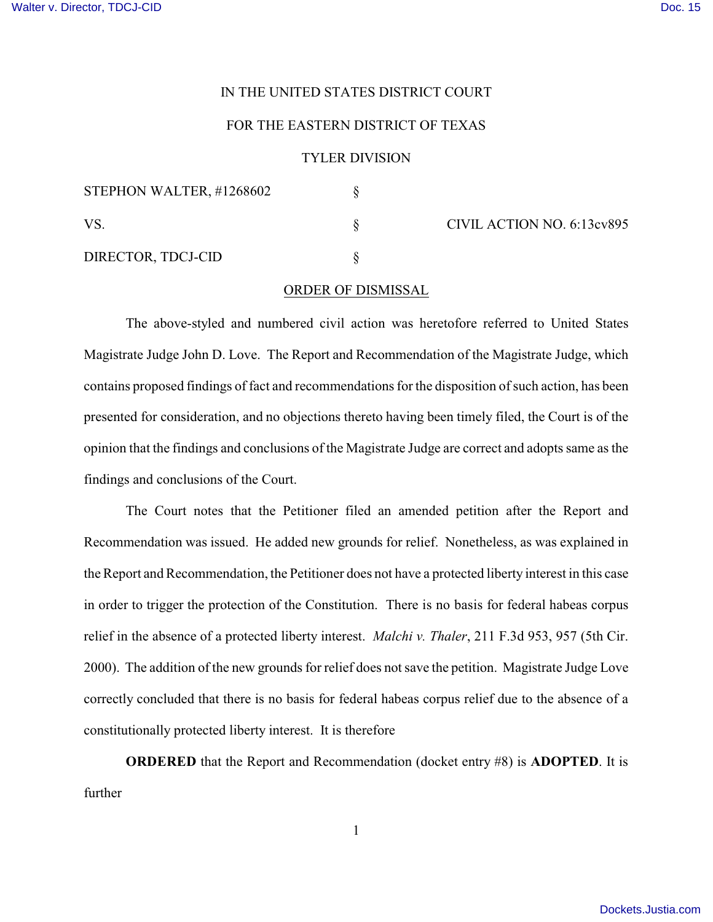IN THE UNITED STATES DISTRICT COURT

FOR THE EASTERN DISTRICT OF TEXAS

TYLER DIVISION

| | | |
|---|---|---|
| STEPHON WALTER, #1268602 | § | |
| VS. | § | CIVIL ACTION NO. 6:13cv895 |
| DIRECTOR, TDCJ-CID | § | |

ORDER OF DISMISSAL

The above-styled and numbered civil action was heretofore referred to United States Magistrate Judge John D. Love. The Report and Recommendation of the Magistrate Judge, which contains proposed findings of fact and recommendations for the disposition of such action, has been presented for consideration, and no objections thereto having been timely filed, the Court is of the opinion that the findings and conclusions of the Magistrate Judge are correct and adopts same as the findings and conclusions of the Court.

The Court notes that the Petitioner filed an amended petition after the Report and Recommendation was issued. He added new grounds for relief. Nonetheless, as was explained in the Report and Recommendation, the Petitioner does not have a protected liberty interest in this case in order to trigger the protection of the Constitution. There is no basis for federal habeas corpus relief in the absence of a protected liberty interest. *Malchi v. Thaler*, 211 F.3d 953, 957 (5th Cir. 2000). The addition of the new grounds for relief does not save the petition. Magistrate Judge Love correctly concluded that there is no basis for federal habeas corpus relief due to the absence of a constitutionally protected liberty interest. It is therefore

**ORDERED** that the Report and Recommendation (docket entry #8) is **ADOPTED**. It is further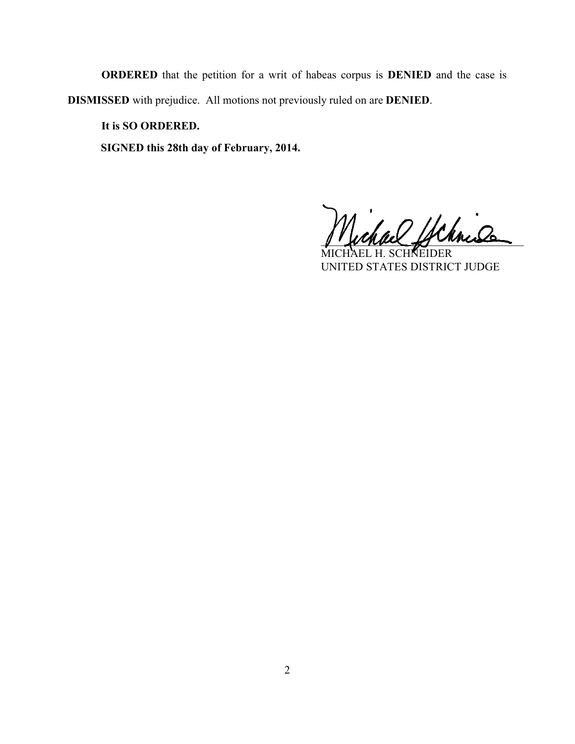**ORDERED** that the petition for a writ of habeas corpus is **DENIED** and the case is **DISMISSED** with prejudice. All motions not previously ruled on are **DENIED**.

**It is SO ORDERED.**

**SIGNED this 28th day of February, 2014.**

MICHAEL H. SCHNEIDER
UNITED STATES DISTRICT JUDGE